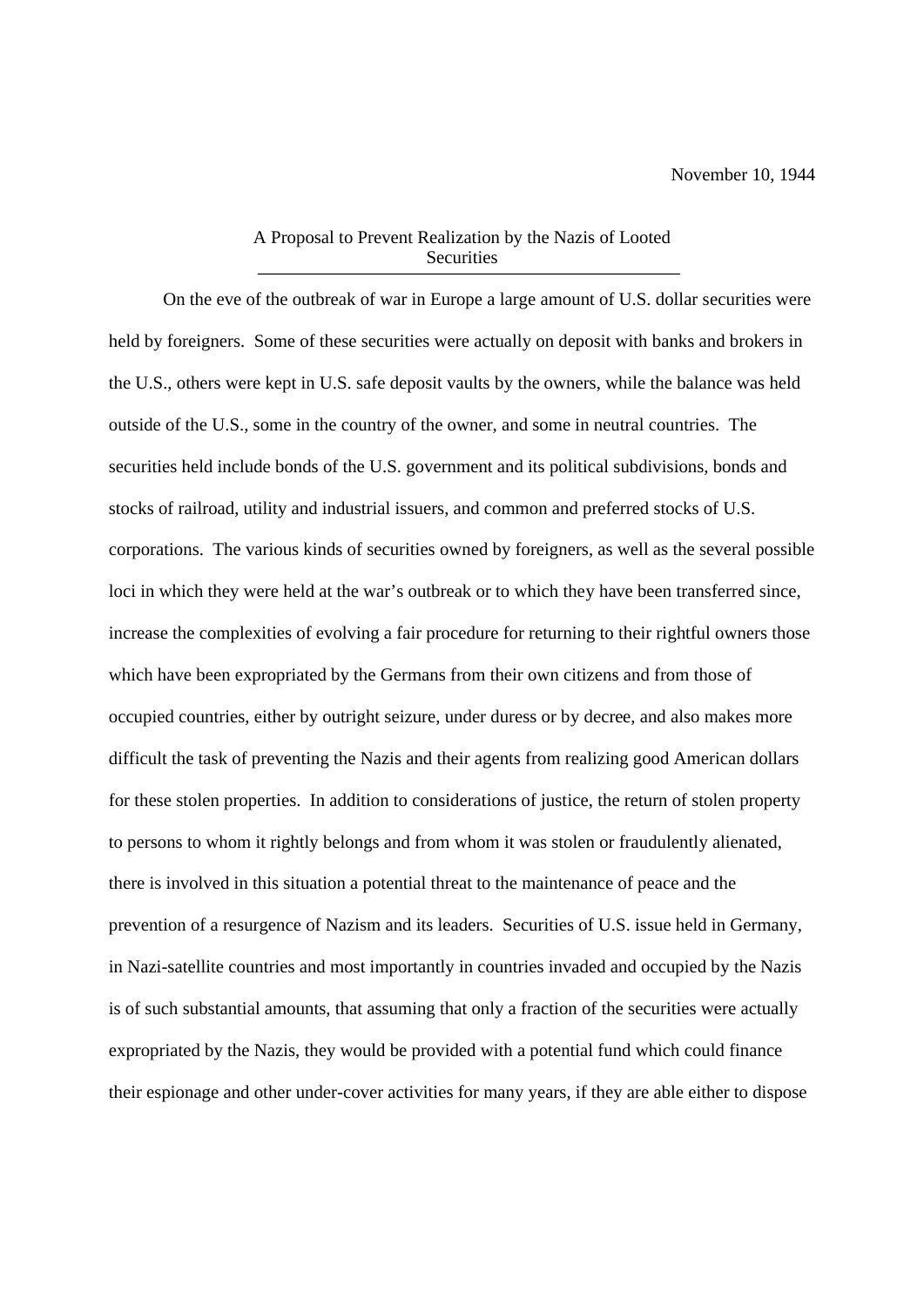November 10, 1944

## A Proposal to Prevent Realization by the Nazis of Looted Securities

On the eve of the outbreak of war in Europe a large amount of U.S. dollar securities were held by foreigners. Some of these securities were actually on deposit with banks and brokers in the U.S., others were kept in U.S. safe deposit vaults by the owners, while the balance was held outside of the U.S., some in the country of the owner, and some in neutral countries. The securities held include bonds of the U.S. government and its political subdivisions, bonds and stocks of railroad, utility and industrial issuers, and common and preferred stocks of U.S. corporations. The various kinds of securities owned by foreigners, as well as the several possible loci in which they were held at the war's outbreak or to which they have been transferred since, increase the complexities of evolving a fair procedure for returning to their rightful owners those which have been expropriated by the Germans from their own citizens and from those of occupied countries, either by outright seizure, under duress or by decree, and also makes more difficult the task of preventing the Nazis and their agents from realizing good American dollars for these stolen properties. In addition to considerations of justice, the return of stolen property to persons to whom it rightly belongs and from whom it was stolen or fraudulently alienated, there is involved in this situation a potential threat to the maintenance of peace and the prevention of a resurgence of Nazism and its leaders. Securities of U.S. issue held in Germany, in Nazi-satellite countries and most importantly in countries invaded and occupied by the Nazis is of such substantial amounts, that assuming that only a fraction of the securities were actually expropriated by the Nazis, they would be provided with a potential fund which could finance their espionage and other under-cover activities for many years, if they are able either to dispose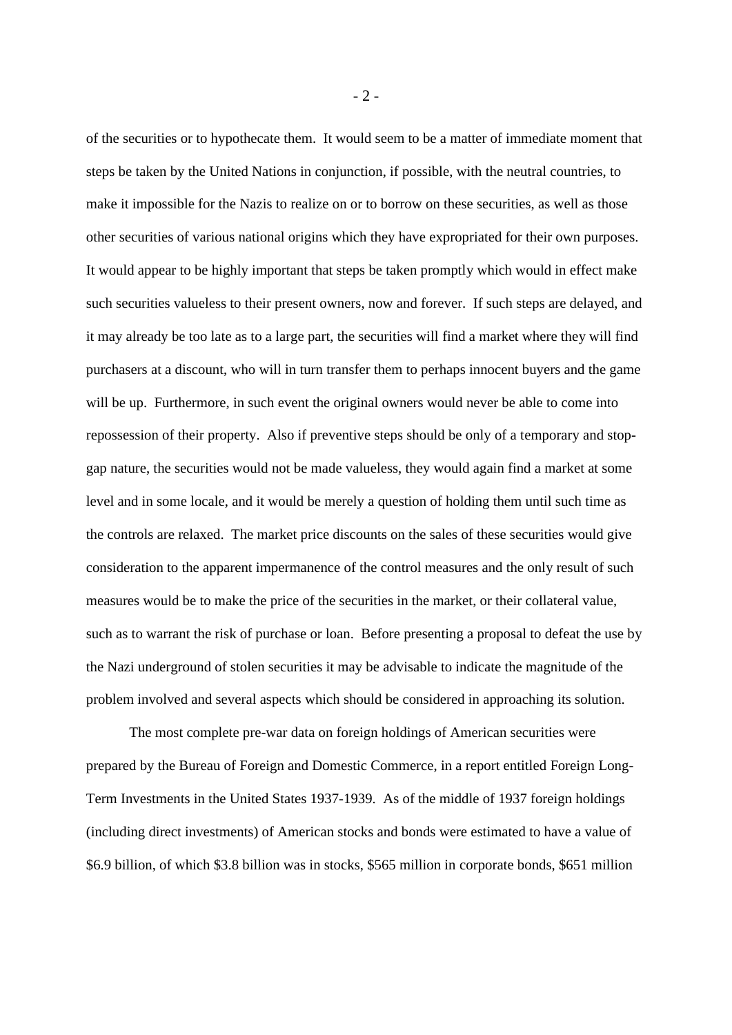of the securities or to hypothecate them. It would seem to be a matter of immediate moment that steps be taken by the United Nations in conjunction, if possible, with the neutral countries, to make it impossible for the Nazis to realize on or to borrow on these securities, as well as those other securities of various national origins which they have expropriated for their own purposes. It would appear to be highly important that steps be taken promptly which would in effect make such securities valueless to their present owners, now and forever. If such steps are delayed, and it may already be too late as to a large part, the securities will find a market where they will find purchasers at a discount, who will in turn transfer them to perhaps innocent buyers and the game will be up. Furthermore, in such event the original owners would never be able to come into repossession of their property. Also if preventive steps should be only of a temporary and stop-gap nature, the securities would not be made valueless, they would again find a market at some level and in some locale, and it would be merely a question of holding them until such time as the controls are relaxed. The market price discounts on the sales of these securities would give consideration to the apparent impermanence of the control measures and the only result of such measures would be to make the price of the securities in the market, or their collateral value, such as to warrant the risk of purchase or loan. Before presenting a proposal to defeat the use by the Nazi underground of stolen securities it may be advisable to indicate the magnitude of the problem involved and several aspects which should be considered in approaching its solution.

The most complete pre-war data on foreign holdings of American securities were prepared by the Bureau of Foreign and Domestic Commerce, in a report entitled Foreign Long-Term Investments in the United States 1937-1939. As of the middle of 1937 foreign holdings (including direct investments) of American stocks and bonds were estimated to have a value of $6.9 billion, of which $3.8 billion was in stocks, $565 million in corporate bonds, $651 million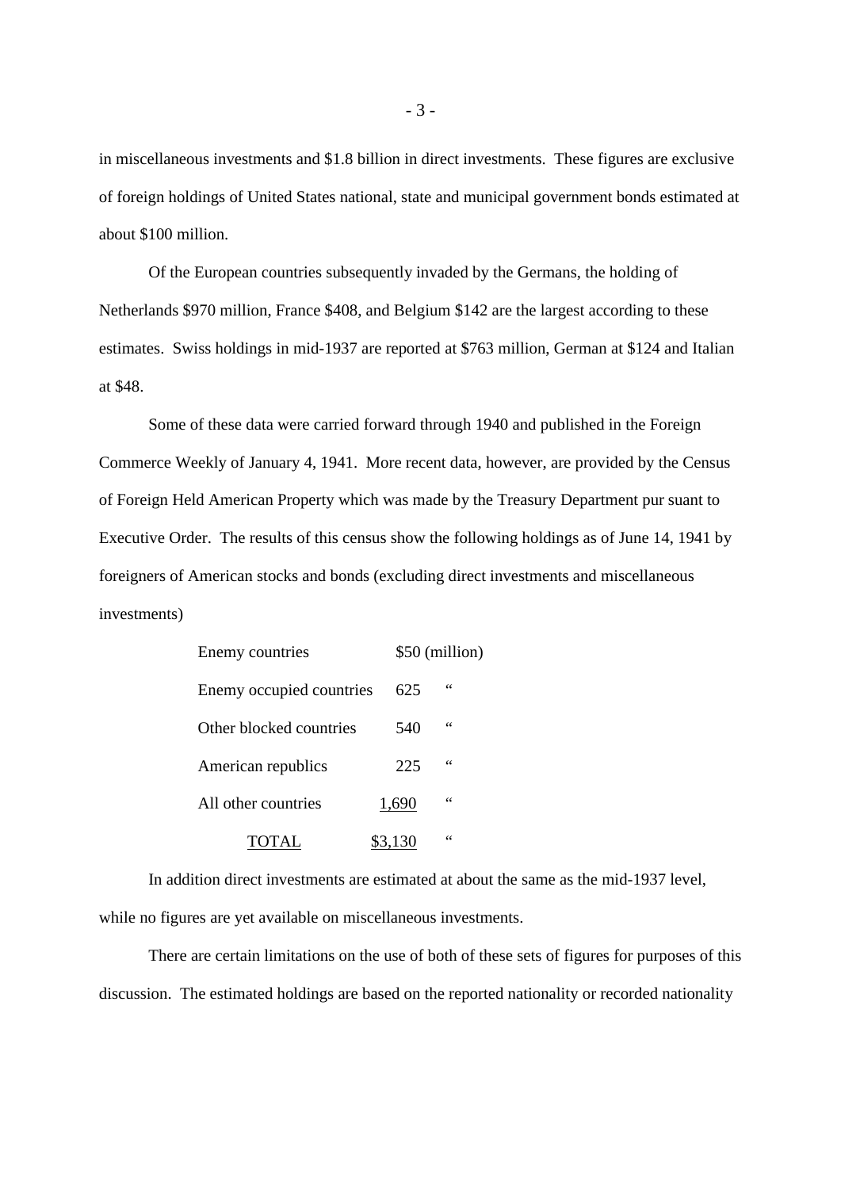in miscellaneous investments and $1.8 billion in direct investments. These figures are exclusive of foreign holdings of United States national, state and municipal government bonds estimated at about $100 million.

Of the European countries subsequently invaded by the Germans, the holding of Netherlands $970 million, France $408, and Belgium $142 are the largest according to these estimates. Swiss holdings in mid-1937 are reported at $763 million, German at $124 and Italian at $48.

Some of these data were carried forward through 1940 and published in the Foreign Commerce Weekly of January 4, 1941. More recent data, however, are provided by the Census of Foreign Held American Property which was made by the Treasury Department pur suant to Executive Order. The results of this census show the following holdings as of June 14, 1941 by foreigners of American stocks and bonds (excluding direct investments and miscellaneous investments)

| | | |
|---|---|---|
| Enemy countries | $50 | (million) |
| Enemy occupied countries | 625 | " |
| Other blocked countries | 540 | " |
| American republics | 225 | " |
| All other countries | 1,690 | " |
| TOTAL | $3,130 | " |

In addition direct investments are estimated at about the same as the mid-1937 level, while no figures are yet available on miscellaneous investments.

There are certain limitations on the use of both of these sets of figures for purposes of this discussion. The estimated holdings are based on the reported nationality or recorded nationality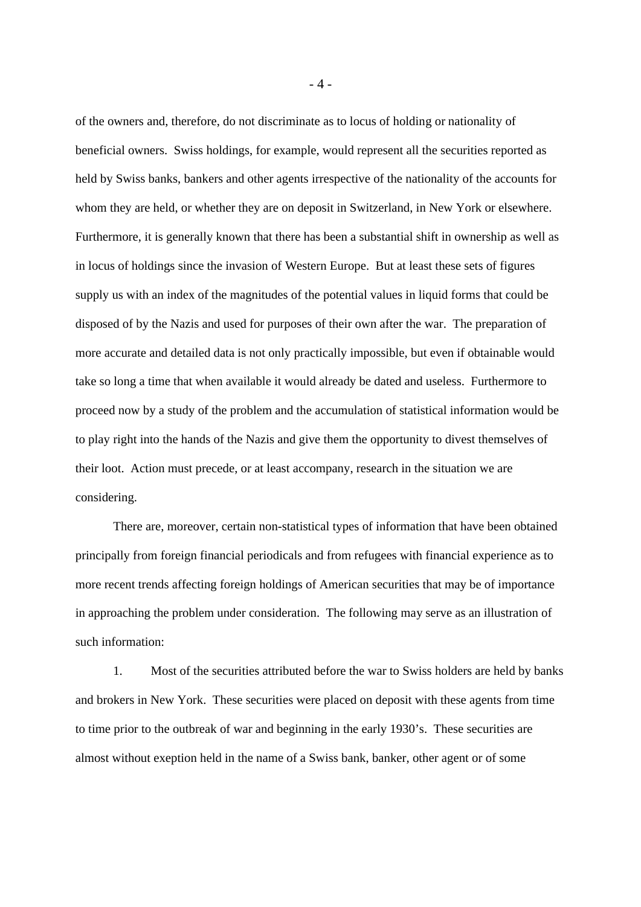of the owners and, therefore, do not discriminate as to locus of holding or nationality of beneficial owners. Swiss holdings, for example, would represent all the securities reported as held by Swiss banks, bankers and other agents irrespective of the nationality of the accounts for whom they are held, or whether they are on deposit in Switzerland, in New York or elsewhere. Furthermore, it is generally known that there has been a substantial shift in ownership as well as in locus of holdings since the invasion of Western Europe. But at least these sets of figures supply us with an index of the magnitudes of the potential values in liquid forms that could be disposed of by the Nazis and used for purposes of their own after the war. The preparation of more accurate and detailed data is not only practically impossible, but even if obtainable would take so long a time that when available it would already be dated and useless. Furthermore to proceed now by a study of the problem and the accumulation of statistical information would be to play right into the hands of the Nazis and give them the opportunity to divest themselves of their loot. Action must precede, or at least accompany, research in the situation we are considering.

There are, moreover, certain non-statistical types of information that have been obtained principally from foreign financial periodicals and from refugees with financial experience as to more recent trends affecting foreign holdings of American securities that may be of importance in approaching the problem under consideration. The following may serve as an illustration of such information:

1. Most of the securities attributed before the war to Swiss holders are held by banks and brokers in New York. These securities were placed on deposit with these agents from time to time prior to the outbreak of war and beginning in the early 1930's. These securities are almost without exeption held in the name of a Swiss bank, banker, other agent or of some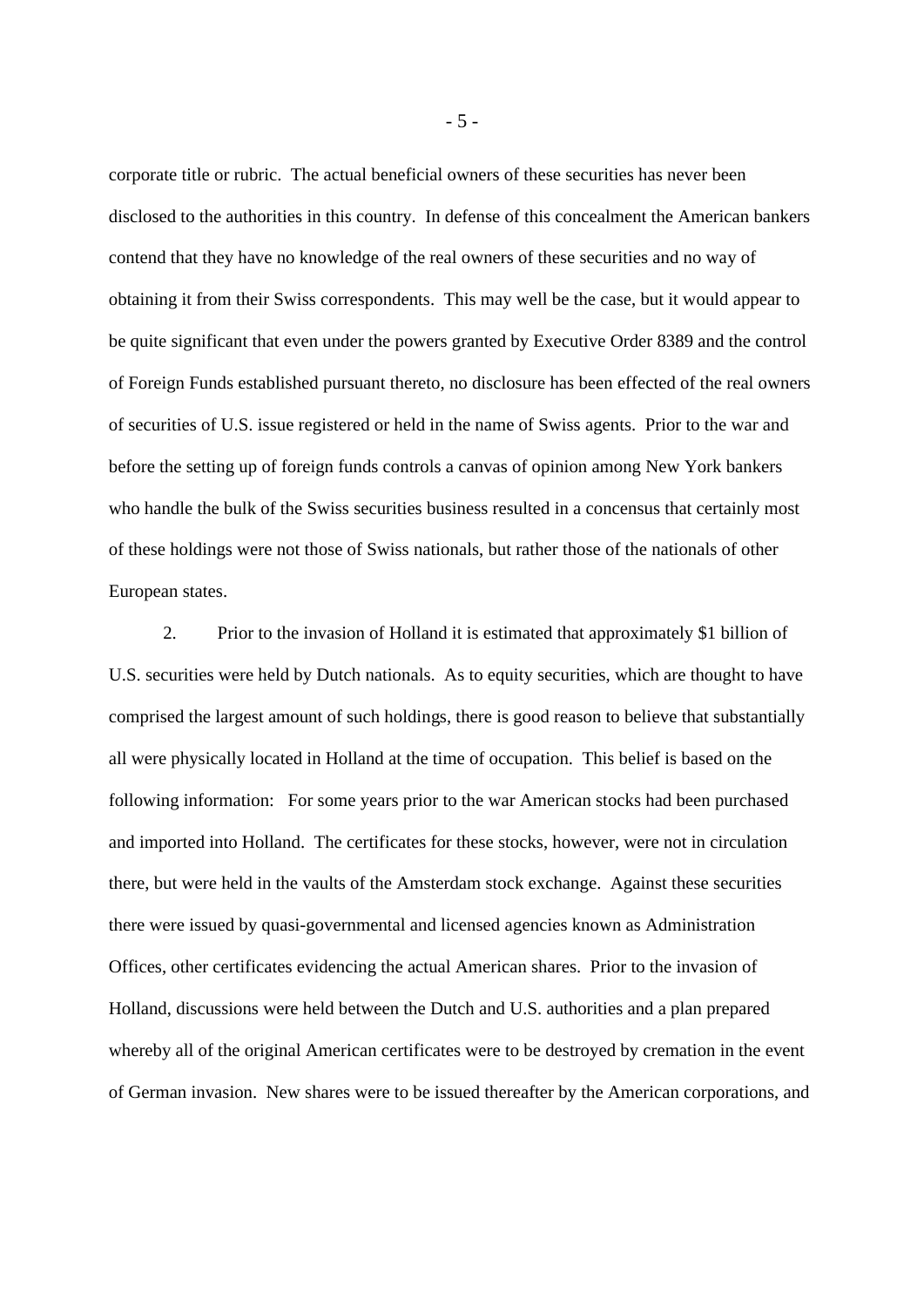corporate title or rubric. The actual beneficial owners of these securities has never been disclosed to the authorities in this country. In defense of this concealment the American bankers contend that they have no knowledge of the real owners of these securities and no way of obtaining it from their Swiss correspondents. This may well be the case, but it would appear to be quite significant that even under the powers granted by Executive Order 8389 and the control of Foreign Funds established pursuant thereto, no disclosure has been effected of the real owners of securities of U.S. issue registered or held in the name of Swiss agents. Prior to the war and before the setting up of foreign funds controls a canvas of opinion among New York bankers who handle the bulk of the Swiss securities business resulted in a concensus that certainly most of these holdings were not those of Swiss nationals, but rather those of the nationals of other European states.

2. Prior to the invasion of Holland it is estimated that approximately $1 billion of U.S. securities were held by Dutch nationals. As to equity securities, which are thought to have comprised the largest amount of such holdings, there is good reason to believe that substantially all were physically located in Holland at the time of occupation. This belief is based on the following information: For some years prior to the war American stocks had been purchased and imported into Holland. The certificates for these stocks, however, were not in circulation there, but were held in the vaults of the Amsterdam stock exchange. Against these securities there were issued by quasi-governmental and licensed agencies known as Administration Offices, other certificates evidencing the actual American shares. Prior to the invasion of Holland, discussions were held between the Dutch and U.S. authorities and a plan prepared whereby all of the original American certificates were to be destroyed by cremation in the event of German invasion. New shares were to be issued thereafter by the American corporations, and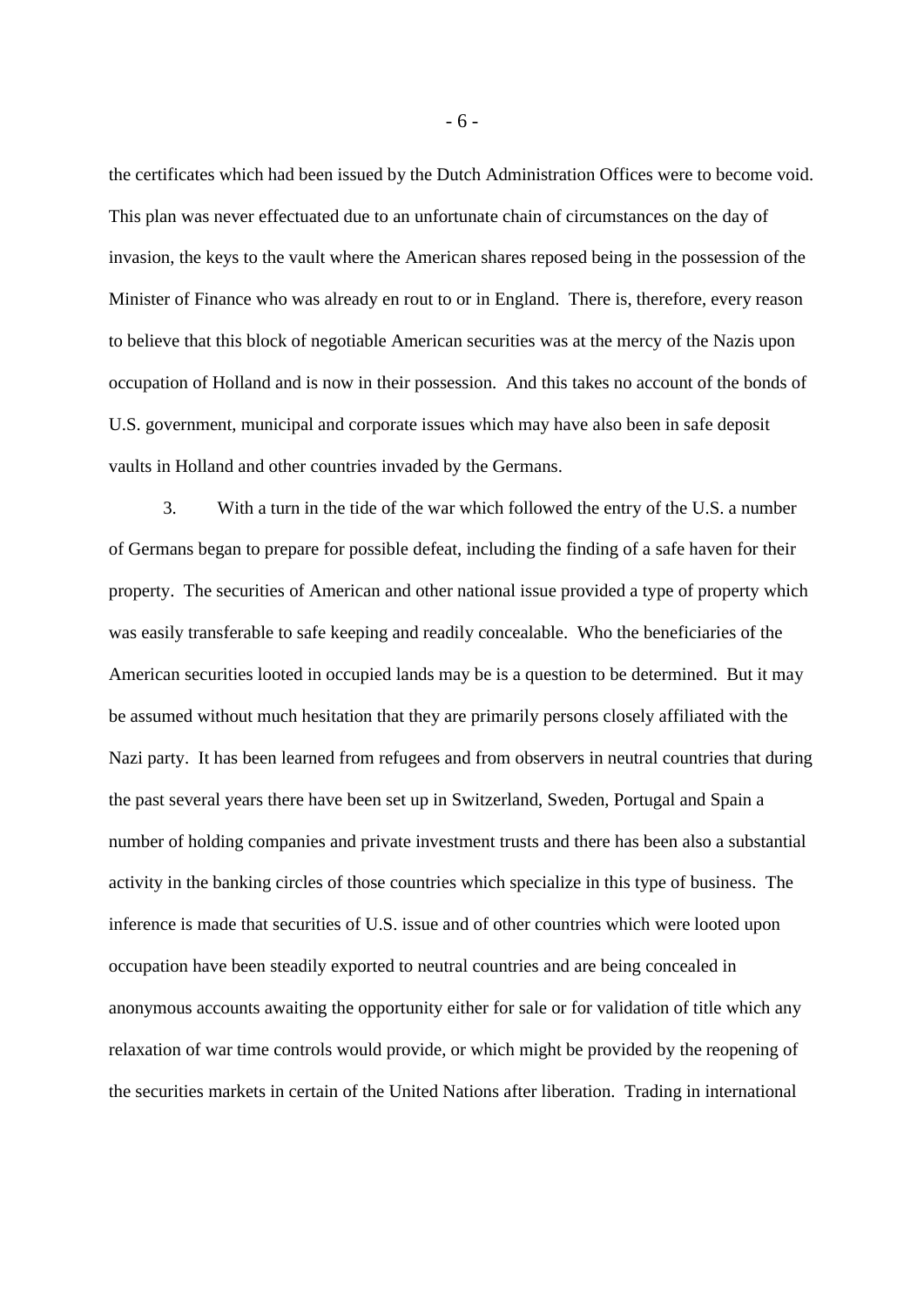the certificates which had been issued by the Dutch Administration Offices were to become void. This plan was never effectuated due to an unfortunate chain of circumstances on the day of invasion, the keys to the vault where the American shares reposed being in the possession of the Minister of Finance who was already en rout to or in England. There is, therefore, every reason to believe that this block of negotiable American securities was at the mercy of the Nazis upon occupation of Holland and is now in their possession. And this takes no account of the bonds of U.S. government, municipal and corporate issues which may have also been in safe deposit vaults in Holland and other countries invaded by the Germans.

3. With a turn in the tide of the war which followed the entry of the U.S. a number of Germans began to prepare for possible defeat, including the finding of a safe haven for their property. The securities of American and other national issue provided a type of property which was easily transferable to safe keeping and readily concealable. Who the beneficiaries of the American securities looted in occupied lands may be is a question to be determined. But it may be assumed without much hesitation that they are primarily persons closely affiliated with the Nazi party. It has been learned from refugees and from observers in neutral countries that during the past several years there have been set up in Switzerland, Sweden, Portugal and Spain a number of holding companies and private investment trusts and there has been also a substantial activity in the banking circles of those countries which specialize in this type of business. The inference is made that securities of U.S. issue and of other countries which were looted upon occupation have been steadily exported to neutral countries and are being concealed in anonymous accounts awaiting the opportunity either for sale or for validation of title which any relaxation of war time controls would provide, or which might be provided by the reopening of the securities markets in certain of the United Nations after liberation. Trading in international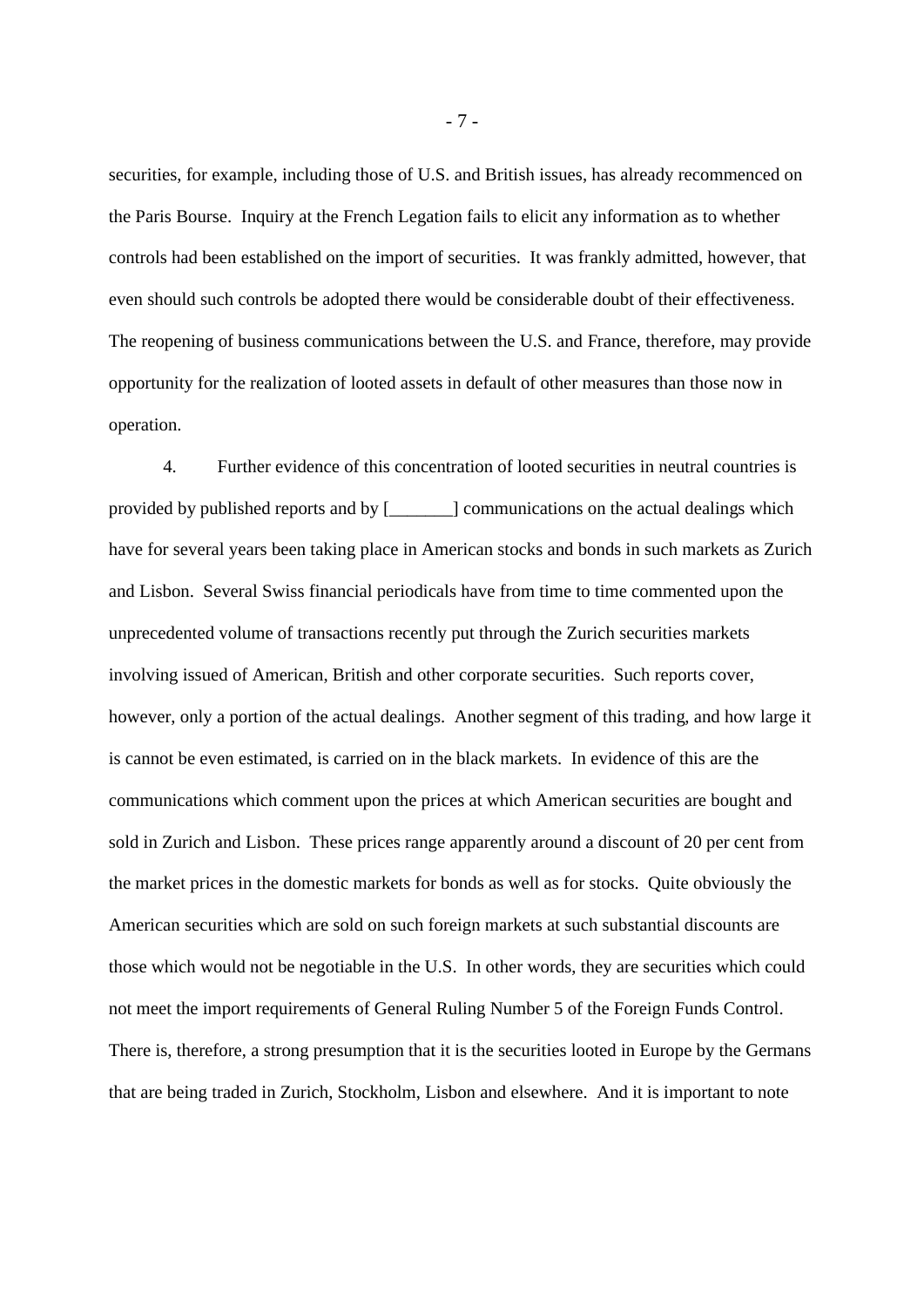securities, for example, including those of U.S. and British issues, has already recommenced on the Paris Bourse. Inquiry at the French Legation fails to elicit any information as to whether controls had been established on the import of securities. It was frankly admitted, however, that even should such controls be adopted there would be considerable doubt of their effectiveness. The reopening of business communications between the U.S. and France, therefore, may provide opportunity for the realization of looted assets in default of other measures than those now in operation.

4. Further evidence of this concentration of looted securities in neutral countries is provided by published reports and by [_______] communications on the actual dealings which have for several years been taking place in American stocks and bonds in such markets as Zurich and Lisbon. Several Swiss financial periodicals have from time to time commented upon the unprecedented volume of transactions recently put through the Zurich securities markets involving issued of American, British and other corporate securities. Such reports cover, however, only a portion of the actual dealings. Another segment of this trading, and how large it is cannot be even estimated, is carried on in the black markets. In evidence of this are the communications which comment upon the prices at which American securities are bought and sold in Zurich and Lisbon. These prices range apparently around a discount of 20 per cent from the market prices in the domestic markets for bonds as well as for stocks. Quite obviously the American securities which are sold on such foreign markets at such substantial discounts are those which would not be negotiable in the U.S. In other words, they are securities which could not meet the import requirements of General Ruling Number 5 of the Foreign Funds Control. There is, therefore, a strong presumption that it is the securities looted in Europe by the Germans that are being traded in Zurich, Stockholm, Lisbon and elsewhere. And it is important to note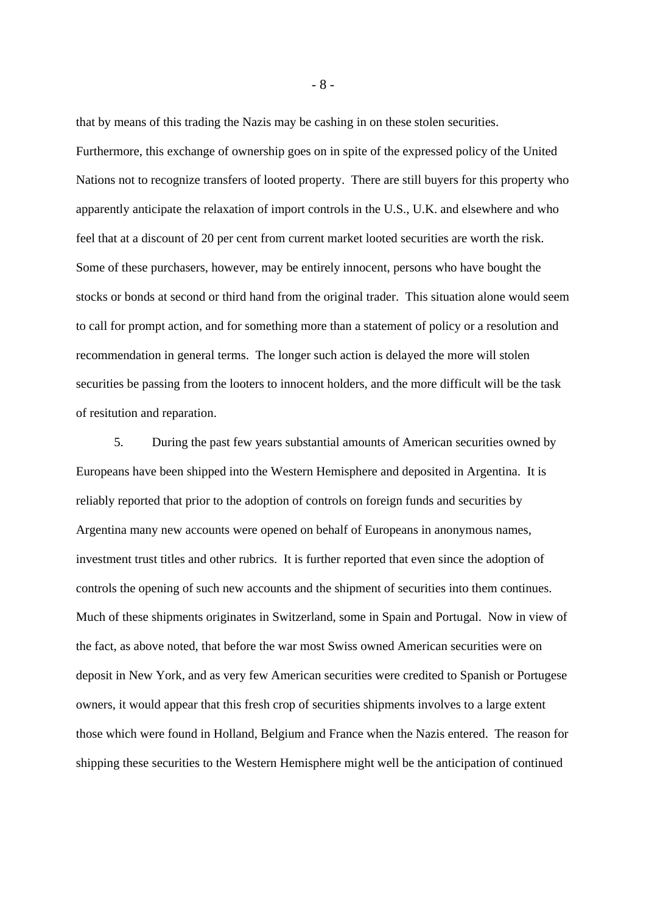that by means of this trading the Nazis may be cashing in on these stolen securities. Furthermore, this exchange of ownership goes on in spite of the expressed policy of the United Nations not to recognize transfers of looted property. There are still buyers for this property who apparently anticipate the relaxation of import controls in the U.S., U.K. and elsewhere and who feel that at a discount of 20 per cent from current market looted securities are worth the risk. Some of these purchasers, however, may be entirely innocent, persons who have bought the stocks or bonds at second or third hand from the original trader. This situation alone would seem to call for prompt action, and for something more than a statement of policy or a resolution and recommendation in general terms. The longer such action is delayed the more will stolen securities be passing from the looters to innocent holders, and the more difficult will be the task of resitution and reparation.

5. During the past few years substantial amounts of American securities owned by Europeans have been shipped into the Western Hemisphere and deposited in Argentina. It is reliably reported that prior to the adoption of controls on foreign funds and securities by Argentina many new accounts were opened on behalf of Europeans in anonymous names, investment trust titles and other rubrics. It is further reported that even since the adoption of controls the opening of such new accounts and the shipment of securities into them continues. Much of these shipments originates in Switzerland, some in Spain and Portugal. Now in view of the fact, as above noted, that before the war most Swiss owned American securities were on deposit in New York, and as very few American securities were credited to Spanish or Portugese owners, it would appear that this fresh crop of securities shipments involves to a large extent those which were found in Holland, Belgium and France when the Nazis entered. The reason for shipping these securities to the Western Hemisphere might well be the anticipation of continued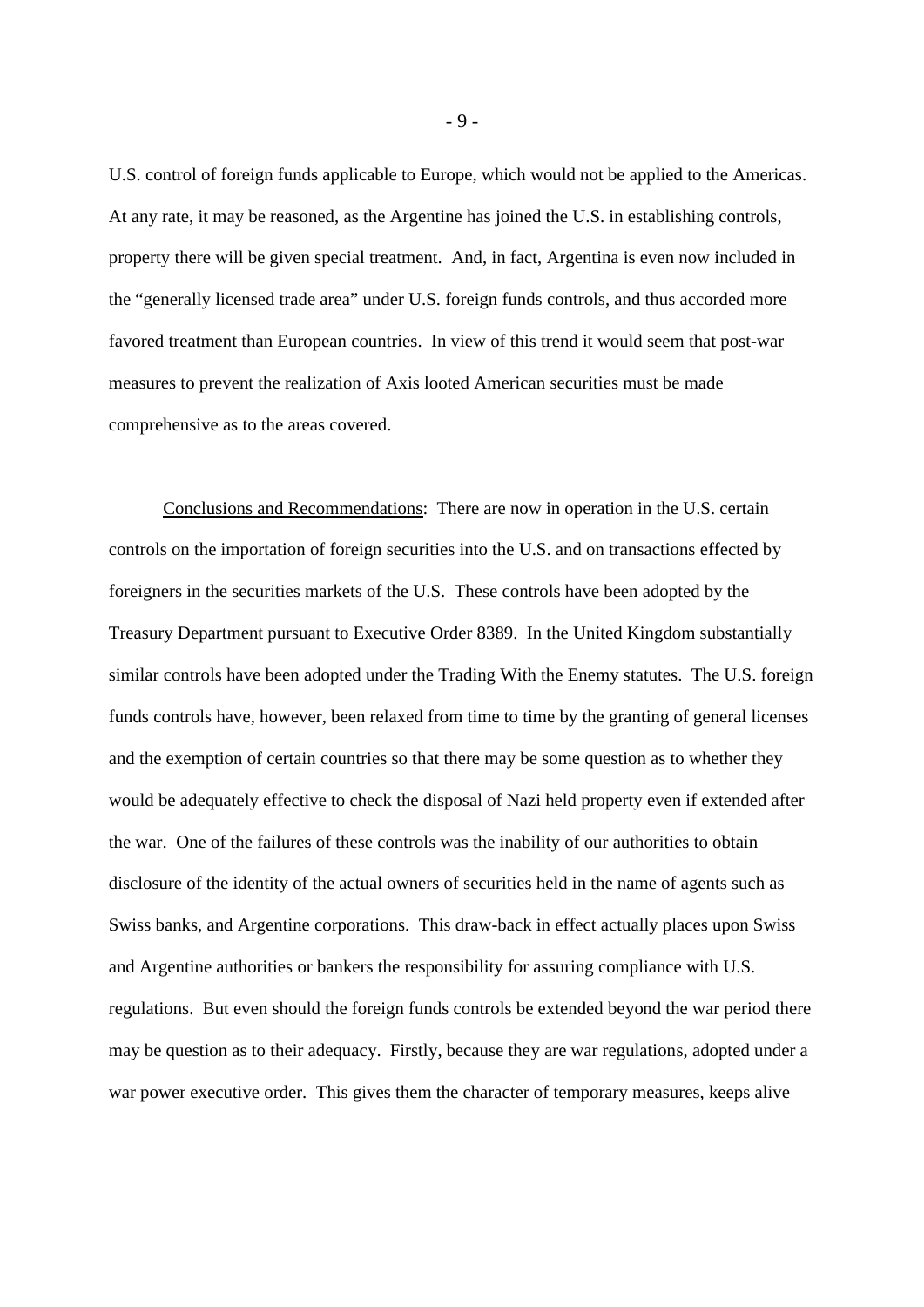U.S. control of foreign funds applicable to Europe, which would not be applied to the Americas. At any rate, it may be reasoned, as the Argentine has joined the U.S. in establishing controls, property there will be given special treatment. And, in fact, Argentina is even now included in the "generally licensed trade area" under U.S. foreign funds controls, and thus accorded more favored treatment than European countries. In view of this trend it would seem that post-war measures to prevent the realization of Axis looted American securities must be made comprehensive as to the areas covered.

Conclusions and Recommendations: There are now in operation in the U.S. certain controls on the importation of foreign securities into the U.S. and on transactions effected by foreigners in the securities markets of the U.S. These controls have been adopted by the Treasury Department pursuant to Executive Order 8389. In the United Kingdom substantially similar controls have been adopted under the Trading With the Enemy statutes. The U.S. foreign funds controls have, however, been relaxed from time to time by the granting of general licenses and the exemption of certain countries so that there may be some question as to whether they would be adequately effective to check the disposal of Nazi held property even if extended after the war. One of the failures of these controls was the inability of our authorities to obtain disclosure of the identity of the actual owners of securities held in the name of agents such as Swiss banks, and Argentine corporations. This draw-back in effect actually places upon Swiss and Argentine authorities or bankers the responsibility for assuring compliance with U.S. regulations. But even should the foreign funds controls be extended beyond the war period there may be question as to their adequacy. Firstly, because they are war regulations, adopted under a war power executive order. This gives them the character of temporary measures, keeps alive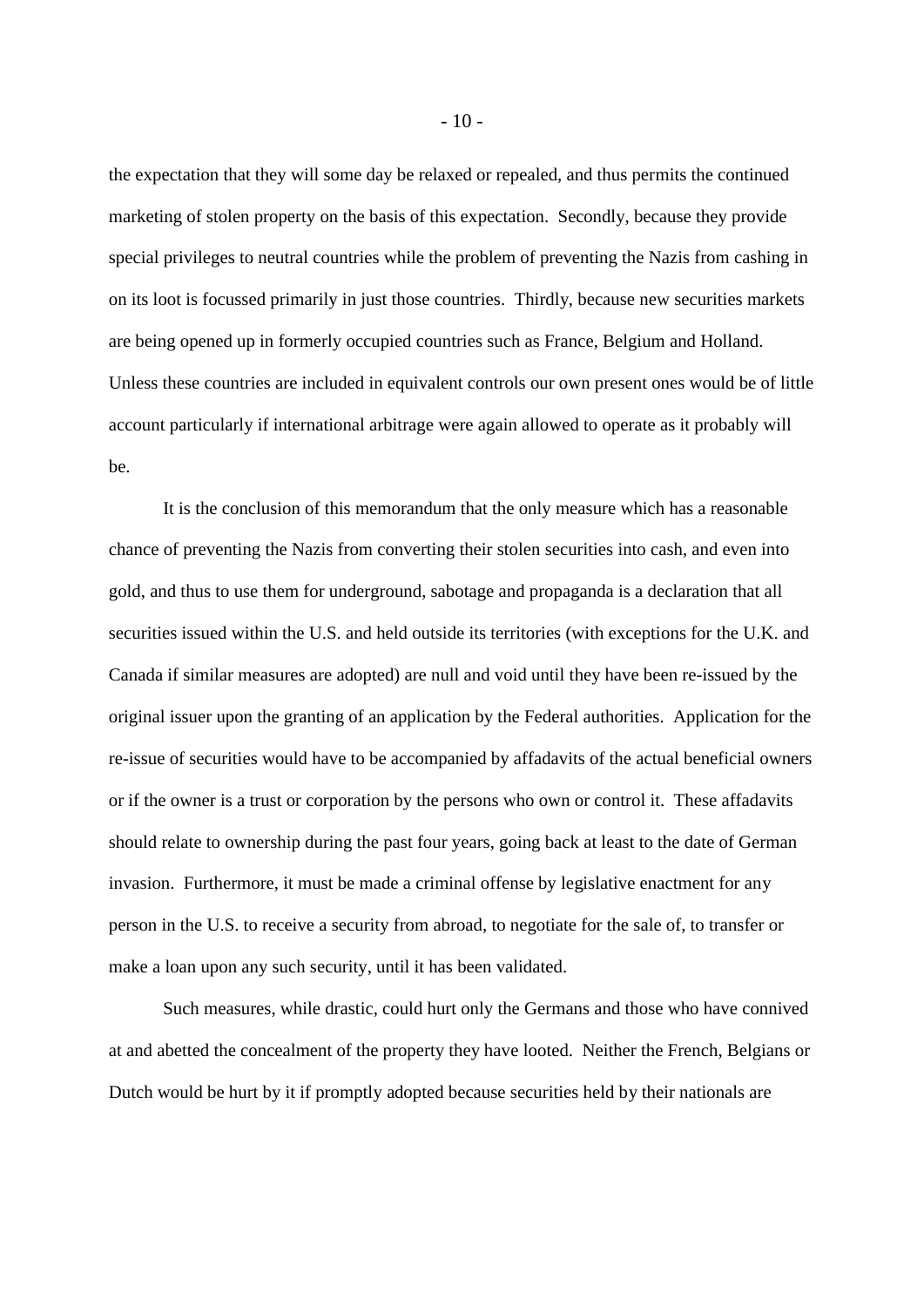the expectation that they will some day be relaxed or repealed, and thus permits the continued marketing of stolen property on the basis of this expectation. Secondly, because they provide special privileges to neutral countries while the problem of preventing the Nazis from cashing in on its loot is focussed primarily in just those countries. Thirdly, because new securities markets are being opened up in formerly occupied countries such as France, Belgium and Holland. Unless these countries are included in equivalent controls our own present ones would be of little account particularly if international arbitrage were again allowed to operate as it probably will be.

It is the conclusion of this memorandum that the only measure which has a reasonable chance of preventing the Nazis from converting their stolen securities into cash, and even into gold, and thus to use them for underground, sabotage and propaganda is a declaration that all securities issued within the U.S. and held outside its territories (with exceptions for the U.K. and Canada if similar measures are adopted) are null and void until they have been re-issued by the original issuer upon the granting of an application by the Federal authorities. Application for the re-issue of securities would have to be accompanied by affadavits of the actual beneficial owners or if the owner is a trust or corporation by the persons who own or control it. These affadavits should relate to ownership during the past four years, going back at least to the date of German invasion. Furthermore, it must be made a criminal offense by legislative enactment for any person in the U.S. to receive a security from abroad, to negotiate for the sale of, to transfer or make a loan upon any such security, until it has been validated.

Such measures, while drastic, could hurt only the Germans and those who have connived at and abetted the concealment of the property they have looted. Neither the French, Belgians or Dutch would be hurt by it if promptly adopted because securities held by their nationals are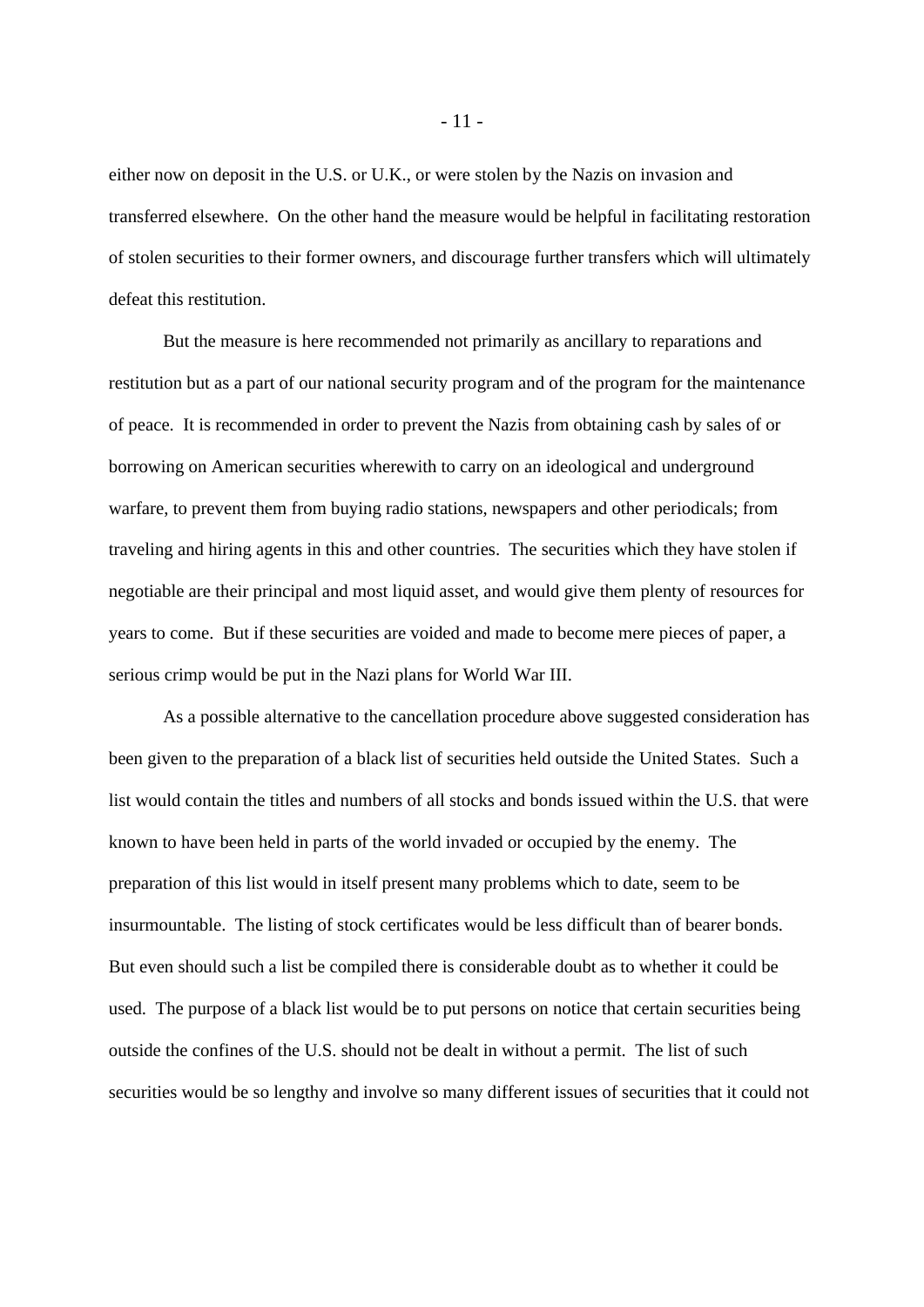either now on deposit in the U.S. or U.K., or were stolen by the Nazis on invasion and transferred elsewhere. On the other hand the measure would be helpful in facilitating restoration of stolen securities to their former owners, and discourage further transfers which will ultimately defeat this restitution.

But the measure is here recommended not primarily as ancillary to reparations and restitution but as a part of our national security program and of the program for the maintenance of peace. It is recommended in order to prevent the Nazis from obtaining cash by sales of or borrowing on American securities wherewith to carry on an ideological and underground warfare, to prevent them from buying radio stations, newspapers and other periodicals; from traveling and hiring agents in this and other countries. The securities which they have stolen if negotiable are their principal and most liquid asset, and would give them plenty of resources for years to come. But if these securities are voided and made to become mere pieces of paper, a serious crimp would be put in the Nazi plans for World War III.

As a possible alternative to the cancellation procedure above suggested consideration has been given to the preparation of a black list of securities held outside the United States. Such a list would contain the titles and numbers of all stocks and bonds issued within the U.S. that were known to have been held in parts of the world invaded or occupied by the enemy. The preparation of this list would in itself present many problems which to date, seem to be insurmountable. The listing of stock certificates would be less difficult than of bearer bonds. But even should such a list be compiled there is considerable doubt as to whether it could be used. The purpose of a black list would be to put persons on notice that certain securities being outside the confines of the U.S. should not be dealt in without a permit. The list of such securities would be so lengthy and involve so many different issues of securities that it could not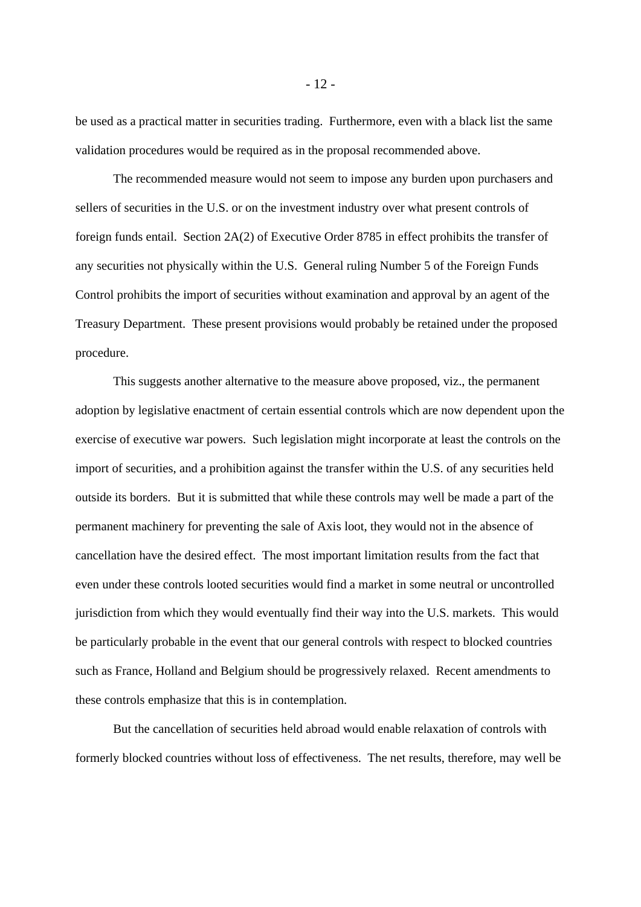be used as a practical matter in securities trading. Furthermore, even with a black list the same validation procedures would be required as in the proposal recommended above.

The recommended measure would not seem to impose any burden upon purchasers and sellers of securities in the U.S. or on the investment industry over what present controls of foreign funds entail. Section 2A(2) of Executive Order 8785 in effect prohibits the transfer of any securities not physically within the U.S. General ruling Number 5 of the Foreign Funds Control prohibits the import of securities without examination and approval by an agent of the Treasury Department. These present provisions would probably be retained under the proposed procedure.

This suggests another alternative to the measure above proposed, viz., the permanent adoption by legislative enactment of certain essential controls which are now dependent upon the exercise of executive war powers. Such legislation might incorporate at least the controls on the import of securities, and a prohibition against the transfer within the U.S. of any securities held outside its borders. But it is submitted that while these controls may well be made a part of the permanent machinery for preventing the sale of Axis loot, they would not in the absence of cancellation have the desired effect. The most important limitation results from the fact that even under these controls looted securities would find a market in some neutral or uncontrolled jurisdiction from which they would eventually find their way into the U.S. markets. This would be particularly probable in the event that our general controls with respect to blocked countries such as France, Holland and Belgium should be progressively relaxed. Recent amendments to these controls emphasize that this is in contemplation.

But the cancellation of securities held abroad would enable relaxation of controls with formerly blocked countries without loss of effectiveness. The net results, therefore, may well be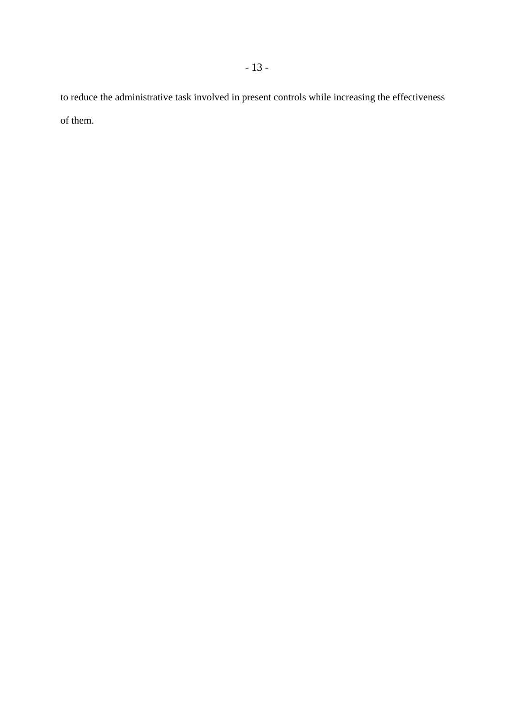to reduce the administrative task involved in present controls while increasing the effectiveness of them.